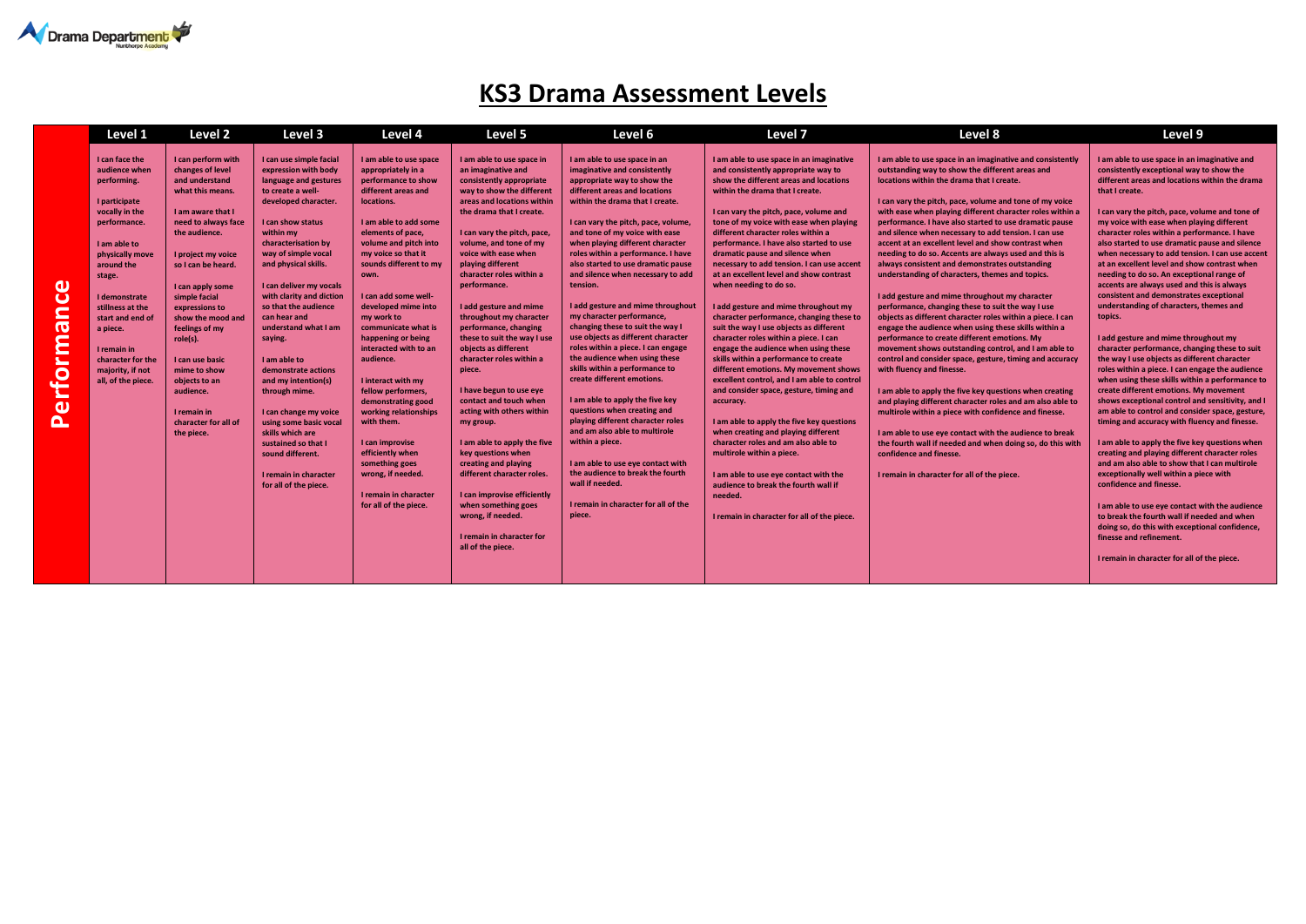Drama Department
Nunthorpe Academy

# KS3 Drama Assessment Levels

| | Level 1 | Level 2 | Level 3 | Level 4 | Level 5 | Level 6 | Level 7 | Level 8 | Level 9 |
|---|---|---|---|---|---|---|---|---|---|
| **Performance** | I can face the audience when performing.<br><br>I participate vocally in the performance.<br><br>I am able to physically move around the stage.<br><br>I demonstrate stillness at the start and end of a piece.<br><br>I remain in character for the majority, if not all, of the piece. | I can perform with changes of level and understand what this means.<br><br>I am aware that I need to always face the audience.<br><br>I project my voice so I can be heard.<br><br>I can apply some simple facial expressions to show the mood and feelings of my role(s).<br><br>I can use basic mime to show objects to an audience.<br><br>I remain in character for all of the piece. | I can use simple facial expression with body language and gestures to create a well-developed character.<br><br>I can show status within my characterisation by way of simple vocal and physical skills.<br><br>I can deliver my vocals with clarity and diction so that the audience can hear and understand what I am saying.<br><br>I am able to demonstrate actions and my intention(s) through mime.<br><br>I can change my voice using some basic vocal skills which are sustained so that I sound different.<br><br>I remain in character for all of the piece. | I am able to use space appropriately in a performance to show different areas and locations.<br><br>I am able to add some elements of pace, volume and pitch into my voice so that it sounds different to my own.<br><br>I can add some well-developed mime into my work to communicate what is happening or being interacted with to an audience.<br><br>I interact with my fellow performers, demonstrating good working relationships with them.<br><br>I can improvise efficiently when something goes wrong, if needed.<br><br>I remain in character for all of the piece. | I am able to use space in an imaginative and consistently appropriate way to show the different areas and locations within the drama that I create.<br><br>I can vary the pitch, pace, volume, and tone of my voice with ease when playing different character roles within a performance.<br><br>I add gesture and mime throughout my character performance, changing these to suit the way I use objects as different character roles within a piece.<br><br>I have begun to use eye contact and touch when acting with others within my group.<br><br>I am able to apply the five key questions when creating and playing different character roles.<br><br>I can improvise efficiently when something goes wrong, if needed.<br><br>I remain in character for all of the piece. | I am able to use space in an imaginative and consistently appropriate way to show the different areas and locations within the drama that I create.<br><br>I can vary the pitch, pace, volume, and tone of my voice with ease when playing different character roles within a performance. I have also started to use dramatic pause and silence when necessary to add tension.<br><br>I add gesture and mime throughout my character performance, changing these to suit the way I use objects as different character roles within a piece. I can engage the audience when using these skills within a performance to create different emotions.<br><br>I am able to apply the five key questions when creating and playing different character roles and am also able to multirole within a piece.<br><br>I am able to use eye contact with the audience to break the fourth wall if needed.<br><br>I remain in character for all of the piece. | I am able to use space in an imaginative and consistently appropriate way to show the different areas and locations within the drama that I create.<br><br>I can vary the pitch, pace, volume and tone of my voice with ease when playing different character roles within a performance. I have also started to use dramatic pause and silence when necessary to add tension. I can use accent at an excellent level and show contrast when needing to do so.<br><br>I add gesture and mime throughout my character performance, changing these to suit the way I use objects as different character roles within a piece. I can engage the audience when using these skills within a performance to create different emotions. My movement shows excellent control, and I am able to control and consider space, gesture, timing and accuracy.<br><br>I am able to apply the five key questions when creating and playing different character roles and am also able to multirole within a piece.<br><br>I am able to use eye contact with the audience to break the fourth wall if needed.<br><br>I remain in character for all of the piece. | I am able to use space in an imaginative and consistently outstanding way to show the different areas and locations within the drama that I create.<br><br>I can vary the pitch, pace, volume and tone of my voice with ease when playing different character roles within a performance. I have also started to use dramatic pause and silence when necessary to add tension. I can use accent at an excellent level and show contrast when needing to do so. Accents are always used and this is always consistent and demonstrates outstanding understanding of characters, themes and topics.<br><br>I add gesture and mime throughout my character performance, changing these to suit the way I use objects as different character roles within a piece. I can engage the audience when using these skills within a performance to create different emotions. My movement shows outstanding control, and I am able to control and consider space, gesture, timing and accuracy with fluency and finesse.<br><br>I am able to apply the five key questions when creating and playing different character roles and am also able to multirole within a piece with confidence and finesse.<br><br>I am able to use eye contact with the audience to break the fourth wall if needed and when doing so, do this with confidence and finesse.<br><br>I remain in character for all of the piece. | I am able to use space in an imaginative and consistently exceptional way to show the different areas and locations within the drama that I create.<br><br>I can vary the pitch, pace, volume and tone of my voice with ease when playing different character roles within a performance. I have also started to use dramatic pause and silence when necessary to add tension. I can use accent at an excellent level and show contrast when needing to do so. An exceptional range of accents are always used and this is always consistent and demonstrates exceptional understanding of characters, themes and topics.<br><br>I add gesture and mime throughout my character performance, changing these to suit the way I use objects as different character roles within a piece. I can engage the audience when using these skills within a performance to create different emotions. My movement shows exceptional control and sensitivity, and I am able to control and consider space, gesture, timing and accuracy with fluency and finesse.<br><br>I am able to apply the five key questions when creating and playing different character roles and am also able to show that I can multirole exceptionally well within a piece with confidence and finesse.<br><br>I am able to use eye contact with the audience to break the fourth wall if needed and when doing so, do this with exceptional confidence, finesse and refinement.<br><br>I remain in character for all of the piece. |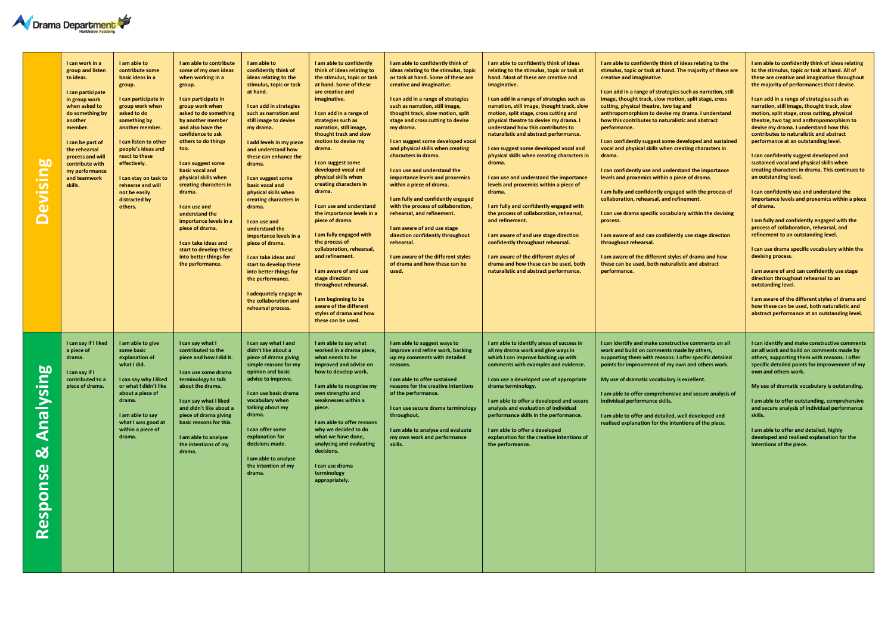| | | | | | | | | | |
|---|---|---|---|---|---|---|---|---|---|
| **Devising** | I can work in a group and listen to ideas.<br><br>I can participate in group work when asked to do something by another member.<br><br>I can be part of the rehearsal process and will contribute with my performance and teamwork skills. | I am able to contribute some basic ideas in a group.<br><br>I can participate in group work when asked to do something by another member.<br><br>I can listen to other people's ideas and react to these effectively.<br><br>I can stay on task to rehearse and will not be easily distracted by others. | I am able to contribute some of my own ideas when working in a group.<br><br>I can participate in group work when asked to do something by another member and also have the confidence to ask others to do things too.<br><br>I can suggest some basic vocal and physical skills when creating characters in drama.<br><br>I can use and understand the importance levels in a piece of drama.<br><br>I can take ideas and start to develop these into better things for the performance. | I am able to confidently think of ideas relating to the stimulus, topic or task at hand.<br><br>I can add in strategies such as narration and still image to devise my drama.<br><br>I add levels in my piece and understand how these can enhance the drama.<br><br>I can suggest some basic vocal and physical skills when creating characters in drama.<br><br>I can use and understand the importance levels in a piece of drama.<br><br>I can take ideas and start to develop these into better things for the performance.<br><br>I adequately engage in the collaboration and rehearsal process. | I am able to confidently think of ideas relating to the stimulus, topic or task at hand. Some of these are creative and imaginative.<br><br>I can add in a range of strategies such as narration, still image, thought track and slow motion to devise my drama.<br><br>I can suggest some developed vocal and physical skills when creating characters in drama.<br><br>I can use and understand the importance levels in a piece of drama.<br><br>I am fully engaged with the process of collaboration, rehearsal, and refinement.<br><br>I am aware of and use stage direction throughout rehearsal.<br><br>I am beginning to be aware of the different styles of drama and how these can be used. | I am able to confidently think of ideas relating to the stimulus, topic or task at hand. Some of these are creative and imaginative.<br><br>I can add in a range of strategies such as narration, still image, thought track, slow motion, split stage and cross cutting to devise my drama.<br><br>I can suggest some developed vocal and physical skills when creating characters in drama.<br><br>I can use and understand the importance levels and proxemics within a piece of drama.<br><br>I am fully and confidently engaged with the process of collaboration, rehearsal, and refinement.<br><br>I am aware of and use stage direction confidently throughout rehearsal.<br><br>I am aware of the different styles of drama and how these can be used. | I am able to confidently think of ideas relating to the stimulus, topic or task at hand. Most of these are creative and imaginative.<br><br>I can add in a range of strategies such as narration, still image, thought track, slow motion, split stage, cross cutting and physical theatre to devise my drama. I understand how this contributes to naturalistic and abstract performance.<br><br>I can suggest some developed vocal and physical skills when creating characters in drama.<br><br>I can use and understand the importance levels and proxemics within a piece of drama.<br><br>I am fully and confidently engaged with the process of collaboration, rehearsal, and refinement.<br><br>I am aware of and use stage direction confidently throughout rehearsal.<br><br>I am aware of the different styles of drama and how these can be used, both naturalistic and abstract performance. | I am able to confidently think of ideas relating to the stimulus, topic or task at hand. The majority of these are creative and imaginative.<br><br>I can add in a range of strategies such as narration, still image, thought track, slow motion, split stage, cross cutting, physical theatre, two tag and anthropomorphism to devise my drama. I understand how this contributes to naturalistic and abstract performance.<br><br>I can confidently suggest some developed and sustained vocal and physical skills when creating characters in drama.<br><br>I can confidently use and understand the importance levels and proxemics within a piece of drama.<br><br>I am fully and confidently engaged with the process of collaboration, rehearsal, and refinement.<br><br>I can use drama specific vocabulary within the devising process.<br><br>I am aware of and can confidently use stage direction throughout rehearsal.<br><br>I am aware of the different styles of drama and how these can be used, both naturalistic and abstract performance. | I am able to confidently think of ideas relating to the stimulus, topic or task at hand. All of these are creative and imaginative throughout the majority of performances that I devise.<br><br>I can add in a range of strategies such as narration, still image, thought track, slow motion, split stage, cross cutting, physical theatre, two tag and anthropomorphism to devise my drama. I understand how this contributes to naturalistic and abstract performance at an outstanding level.<br><br>I can confidently suggest developed and sustained vocal and physical skills when creating characters in drama. This continues to an outstanding level.<br><br>I can confidently use and understand the importance levels and proxemics within a piece of drama.<br><br>I am fully and confidently engaged with the process of collaboration, rehearsal, and refinement to an outstanding level.<br><br>I can use drama specific vocabulary within the devising process.<br><br>I am aware of and can confidently use stage direction throughout rehearsal to an outstanding level.<br><br>I am aware of the different styles of drama and how these can be used, both naturalistic and abstract performance at an outstanding level. |
| **Response & Analysing** | I can say if I liked a piece of drama.<br><br>I can say if I contributed to a piece of drama. | I am able to give some basic explanation of what I did.<br><br>I can say why I liked or what I didn't like about a piece of drama.<br><br>I am able to say what I was good at within a piece of drama. | I can say what I contributed to the piece and how I did it.<br><br>I can use some drama terminology to talk about the drama.<br><br>I can say what I liked and didn't like about a piece of drama giving basic reasons for this.<br><br>I am able to analyse the intentions of my drama. | I can say what I and didn't like about a piece of drama giving simple reasons for my opinion and basic advice to improve.<br><br>I can use basic drama vocabulary when talking about my drama.<br><br>I can offer some explanation for decisions made.<br><br>I am able to analyse the intention of my drama. | I am able to say what worked in a drama piece, what needs to be improved and advise on how to develop work.<br><br>I am able to recognise my own strengths and weaknesses within a piece.<br><br>I am able to offer reasons why we decided to do what we have done, analysing and evaluating decisions.<br><br>I can use drama terminology appropriately. | I am able to suggest ways to improve and refine work, backing up my comments with detailed reasons.<br><br>I am able to offer sustained reasons for the creative intentions of the performance.<br><br>I can use secure drama terminology throughout.<br><br>I am able to analyse and evaluate my own work and performance skills. | I am able to identify areas of success in all my drama work and give ways in which I can improve backing up with comments with examples and evidence.<br><br>I can use a developed use of appropriate drama terminology.<br><br>I am able to offer a developed and secure analysis and evaluation of individual performance skills in the performance.<br><br>I am able to offer a developed explanation for the creative intentions of the performance. | I can identify and make constructive comments on all work and build on comments made by others, supporting them with reasons. I offer specific detailed points for improvement of my own and others work.<br><br>My use of dramatic vocabulary is excellent.<br><br>I am able to offer comprehensive and secure analysis of individual performance skills.<br><br>I am able to offer and detailed, well developed and realised explanation for the intentions of the piece. | I can identify and make constructive comments on all work and build on comments made by others, supporting them with reasons. I offer specific detailed points for improvement of my own and others work.<br><br>My use of dramatic vocabulary is outstanding.<br><br>I am able to offer outstanding, comprehensive and secure analysis of individual performance skills.<br><br>I am able to offer and detailed, highly developed and realised explanation for the intentions of the piece. |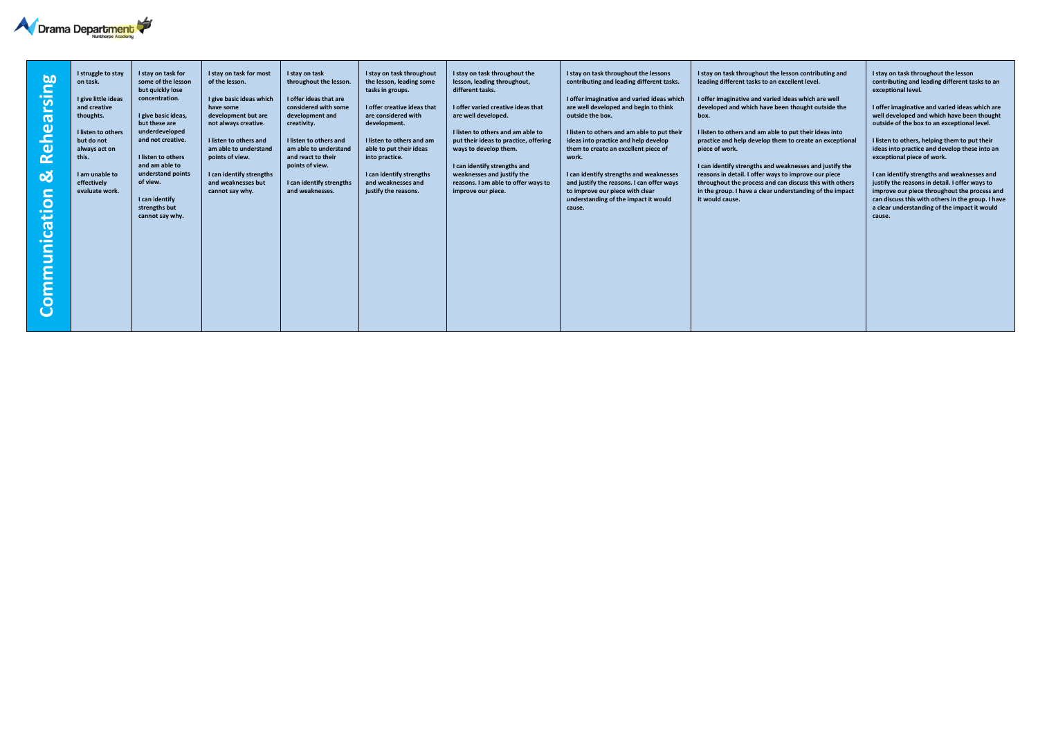Drama Department

Nunthorpe Academy

| | | | | | | | | | |
|---|---|---|---|---|---|---|---|---|---|
| **Communication & Rehearsing** | **I struggle to stay on task.**<br><br>**I give little ideas and creative thoughts.**<br><br>**I listen to others but do not always act on this.**<br><br>**I am unable to effectively evaluate work.** | **I stay on task for some of the lesson but quickly lose concentration.**<br><br>**I give basic ideas, but these are underdeveloped and not creative.**<br><br>**I listen to others and am able to understand points of view.**<br><br>**I can identify strengths but cannot say why.** | **I stay on task for most of the lesson.**<br><br>**I give basic ideas which have some development but are not always creative.**<br><br>**I listen to others and am able to understand points of view.**<br><br>**I can identify strengths and weaknesses but cannot say why.** | **I stay on task throughout the lesson.**<br><br>**I offer ideas that are considered with some development and creativity.**<br><br>**I listen to others and am able to understand and react to their points of view.**<br><br>**I can identify strengths and weaknesses.** | **I stay on task throughout the lesson, leading some tasks in groups.**<br><br>**I offer creative ideas that are considered with development.**<br><br>**I listen to others and am able to put their ideas into practice.**<br><br>**I can identify strengths and weaknesses and justify the reasons.** | **I stay on task throughout the lesson, leading throughout, different tasks.**<br><br>**I offer varied creative ideas that are well developed.**<br><br>**I listen to others and am able to put their ideas to practice, offering ways to develop them.**<br><br>**I can identify strengths and weaknesses and justify the reasons. I am able to offer ways to improve our piece.** | **I stay on task throughout the lessons contributing and leading different tasks.**<br><br>**I offer imaginative and varied ideas which are well developed and begin to think outside the box.**<br><br>**I listen to others and am able to put their ideas into practice and help develop them to create an excellent piece of work.**<br><br>**I can identify strengths and weaknesses and justify the reasons. I can offer ways to improve our piece with clear understanding of the impact it would cause.** | **I stay on task throughout the lesson contributing and leading different tasks to an excellent level.**<br><br>**I offer imaginative and varied ideas which are well developed and which have been thought outside the box.**<br><br>**I listen to others and am able to put their ideas into practice and help develop them to create an exceptional piece of work.**<br><br>**I can identify strengths and weaknesses and justify the reasons in detail. I offer ways to improve our piece throughout the process and can discuss this with others in the group. I have a clear understanding of the impact it would cause.** | **I stay on task throughout the lesson contributing and leading different tasks to an exceptional level.**<br><br>**I offer imaginative and varied ideas which are well developed and which have been thought outside of the box to an exceptional level.**<br><br>**I listen to others, helping them to put their ideas into practice and develop these into an exceptional piece of work.**<br><br>**I can identify strengths and weaknesses and justify the reasons in detail. I offer ways to improve our piece throughout the process and can discuss this with others in the group. I have a clear understanding of the impact it would cause.** |